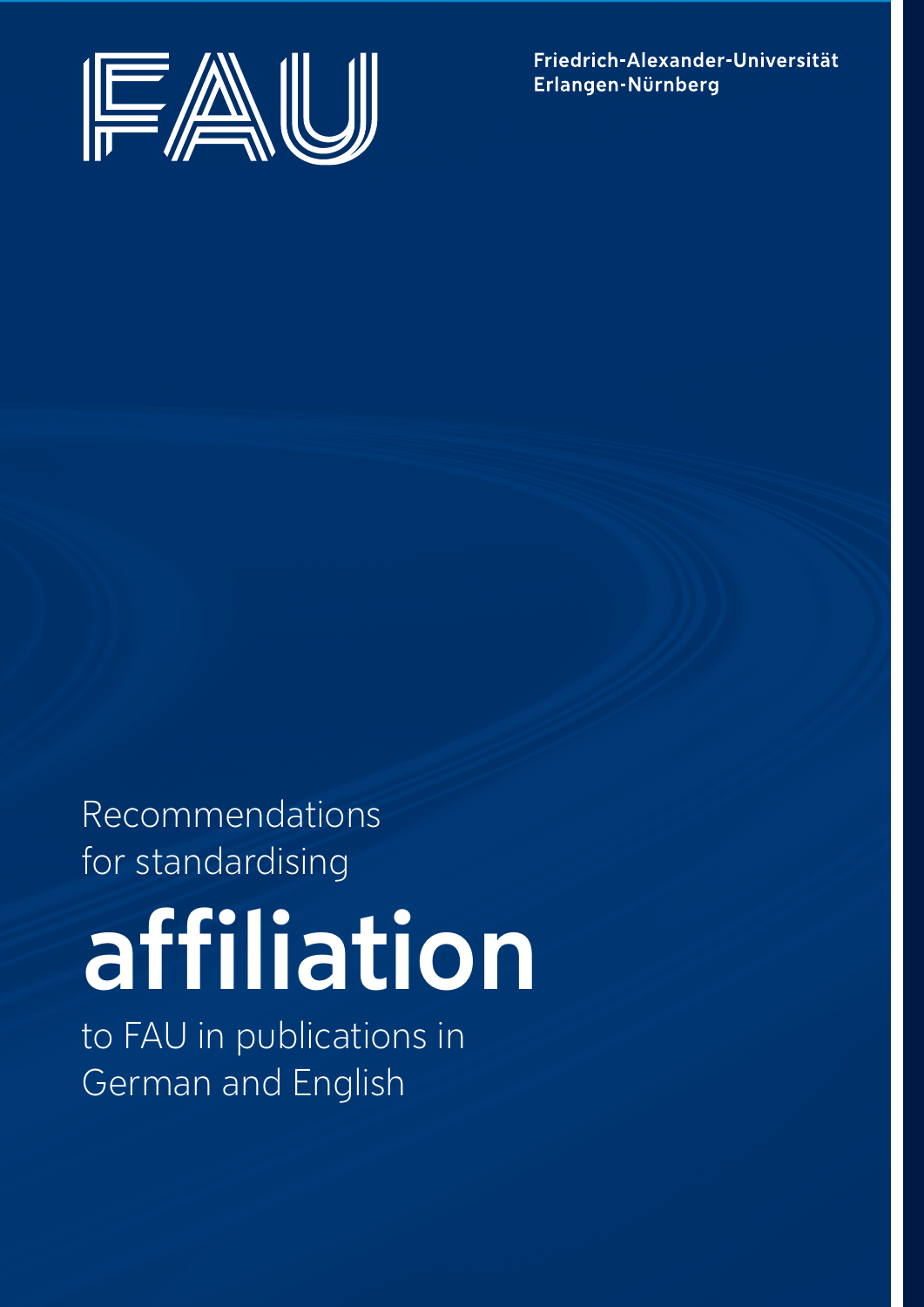FAU

Friedrich-Alexander-Universität
Erlangen-Nürnberg

# Recommendations for standardising **affiliation** to FAU in publications in German and English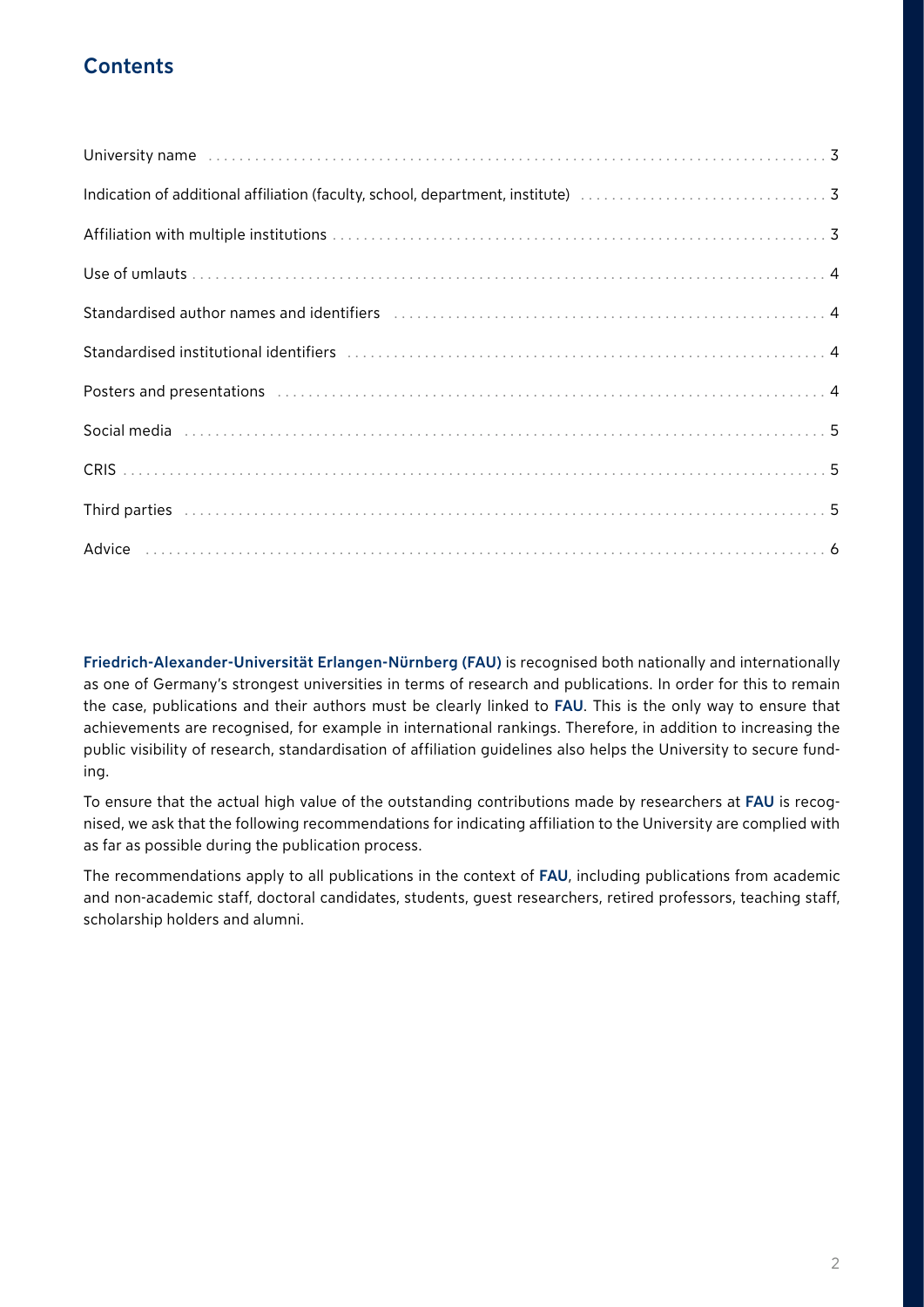## Contents

| | |
|---|---|
| University name | 3 |
| Indication of additional affiliation (faculty, school, department, institute) | 3 |
| Affiliation with multiple institutions | 3 |
| Use of umlauts | 4 |
| Standardised author names and identifiers | 4 |
| Standardised institutional identifiers | 4 |
| Posters and presentations | 4 |
| Social media | 5 |
| CRIS | 5 |
| Third parties | 5 |
| Advice | 6 |

**Friedrich-Alexander-Universität Erlangen-Nürnberg (FAU)** is recognised both nationally and internationally as one of Germany's strongest universities in terms of research and publications. In order for this to remain the case, publications and their authors must be clearly linked to **FAU**. This is the only way to ensure that achievements are recognised, for example in international rankings. Therefore, in addition to increasing the public visibility of research, standardisation of affiliation guidelines also helps the University to secure funding.

To ensure that the actual high value of the outstanding contributions made by researchers at **FAU** is recognised, we ask that the following recommendations for indicating affiliation to the University are complied with as far as possible during the publication process.

The recommendations apply to all publications in the context of **FAU**, including publications from academic and non-academic staff, doctoral candidates, students, guest researchers, retired professors, teaching staff, scholarship holders and alumni.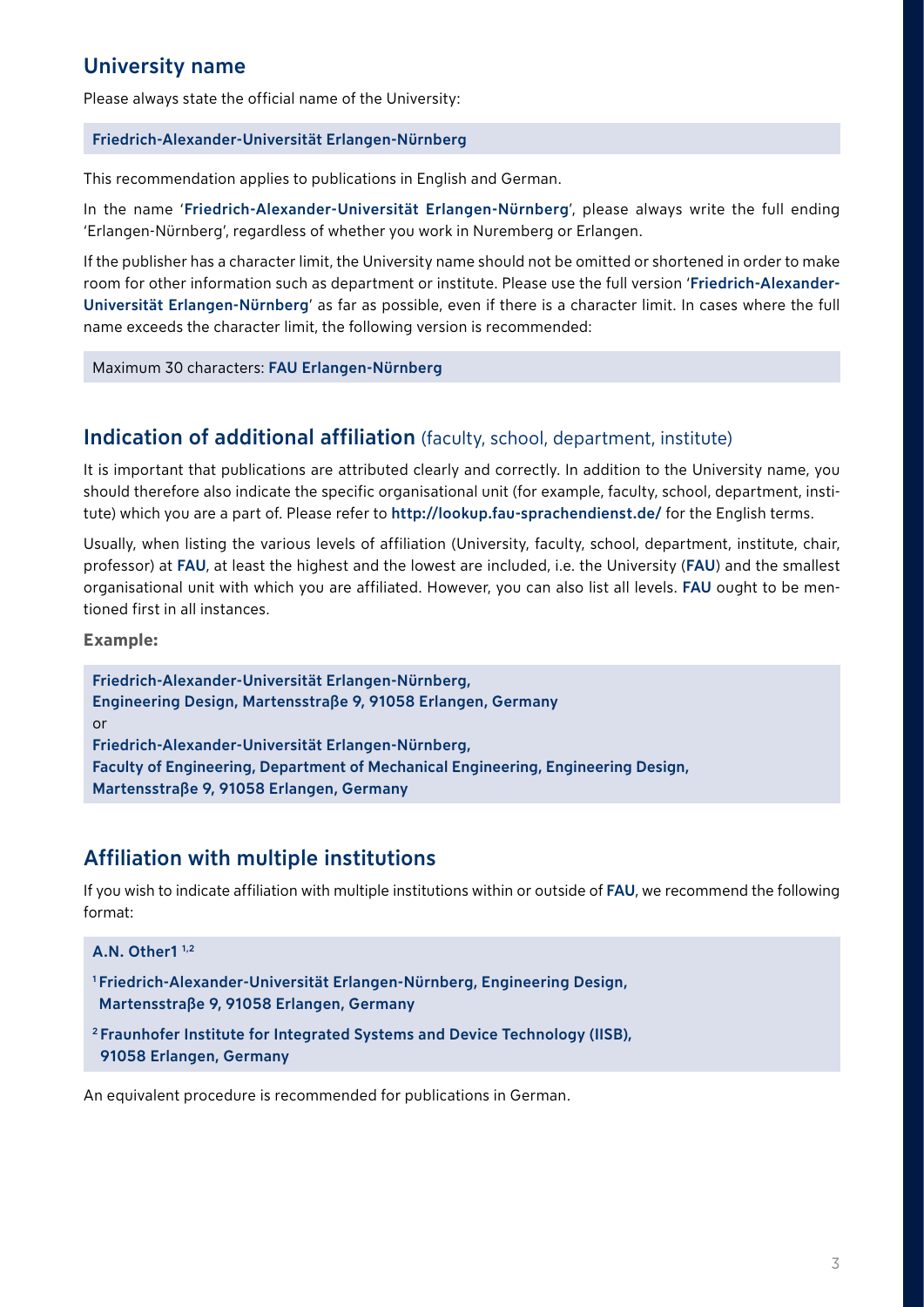## University name

Please always state the official name of the University:

**Friedrich-Alexander-Universität Erlangen-Nürnberg**

This recommendation applies to publications in English and German.

In the name '**Friedrich-Alexander-Universität Erlangen-Nürnberg**', please always write the full ending 'Erlangen-Nürnberg', regardless of whether you work in Nuremberg or Erlangen.

If the publisher has a character limit, the University name should not be omitted or shortened in order to make room for other information such as department or institute. Please use the full version '**Friedrich-Alexander-Universität Erlangen-Nürnberg**' as far as possible, even if there is a character limit. In cases where the full name exceeds the character limit, the following version is recommended:

Maximum 30 characters: **FAU Erlangen-Nürnberg**

## Indication of additional affiliation (faculty, school, department, institute)

It is important that publications are attributed clearly and correctly. In addition to the University name, you should therefore also indicate the specific organisational unit (for example, faculty, school, department, institute) which you are a part of. Please refer to **http://lookup.fau-sprachendienst.de/** for the English terms.

Usually, when listing the various levels of affiliation (University, faculty, school, department, institute, chair, professor) at **FAU**, at least the highest and the lowest are included, i.e. the University (**FAU**) and the smallest organisational unit with which you are affiliated. However, you can also list all levels. **FAU** ought to be mentioned first in all instances.

**Example:**

**Friedrich-Alexander-Universität Erlangen-Nürnberg,**
**Engineering Design, Martensstraße 9, 91058 Erlangen, Germany**
or
**Friedrich-Alexander-Universität Erlangen-Nürnberg,**
**Faculty of Engineering, Department of Mechanical Engineering, Engineering Design,**
**Martensstraße 9, 91058 Erlangen, Germany**

## Affiliation with multiple institutions

If you wish to indicate affiliation with multiple institutions within or outside of **FAU**, we recommend the following format:

**A.N. Other1 [1,2]**

[1] **Friedrich-Alexander-Universität Erlangen-Nürnberg, Engineering Design,**
**Martensstraße 9, 91058 Erlangen, Germany**

[2] **Fraunhofer Institute for Integrated Systems and Device Technology (IISB),**
**91058 Erlangen, Germany**

An equivalent procedure is recommended for publications in German.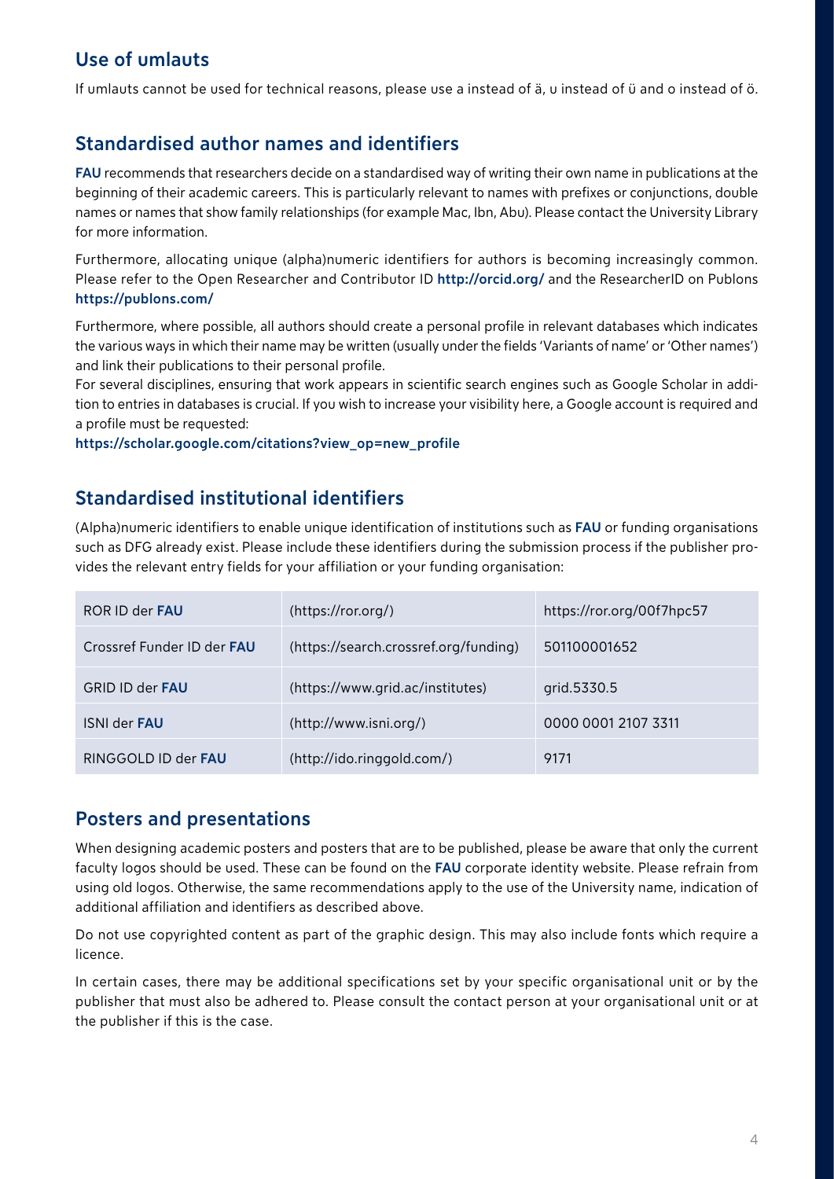## Use of umlauts

If umlauts cannot be used for technical reasons, please use a instead of ä, u instead of ü and o instead of ö.

## Standardised author names and identifiers

**FAU** recommends that researchers decide on a standardised way of writing their own name in publications at the beginning of their academic careers. This is particularly relevant to names with prefixes or conjunctions, double names or names that show family relationships (for example Mac, Ibn, Abu). Please contact the University Library for more information.

Furthermore, allocating unique (alpha)numeric identifiers for authors is becoming increasingly common. Please refer to the Open Researcher and Contributor ID **http://orcid.org/** and the ResearcherID on Publons **https://publons.com/**

Furthermore, where possible, all authors should create a personal profile in relevant databases which indicates the various ways in which their name may be written (usually under the fields 'Variants of name' or 'Other names') and link their publications to their personal profile.

For several disciplines, ensuring that work appears in scientific search engines such as Google Scholar in addition to entries in databases is crucial. If you wish to increase your visibility here, a Google account is required and a profile must be requested:

**https://scholar.google.com/citations?view_op=new_profile**

## Standardised institutional identifiers

(Alpha)numeric identifiers to enable unique identification of institutions such as **FAU** or funding organisations such as DFG already exist. Please include these identifiers during the submission process if the publisher provides the relevant entry fields for your affiliation or your funding organisation:

| | | |
|---|---|---|
| ROR ID der **FAU** | (https://ror.org/) | https://ror.org/00f7hpc57 |
| Crossref Funder ID der **FAU** | (https://search.crossref.org/funding) | 501100001652 |
| GRID ID der **FAU** | (https://www.grid.ac/institutes) | grid.5330.5 |
| ISNI der **FAU** | (http://www.isni.org/) | 0000 0001 2107 3311 |
| RINGGOLD ID der **FAU** | (http://ido.ringgold.com/) | 9171 |

## Posters and presentations

When designing academic posters and posters that are to be published, please be aware that only the current faculty logos should be used. These can be found on the **FAU** corporate identity website. Please refrain from using old logos. Otherwise, the same recommendations apply to the use of the University name, indication of additional affiliation and identifiers as described above.

Do not use copyrighted content as part of the graphic design. This may also include fonts which require a licence.

In certain cases, there may be additional specifications set by your specific organisational unit or by the publisher that must also be adhered to. Please consult the contact person at your organisational unit or at the publisher if this is the case.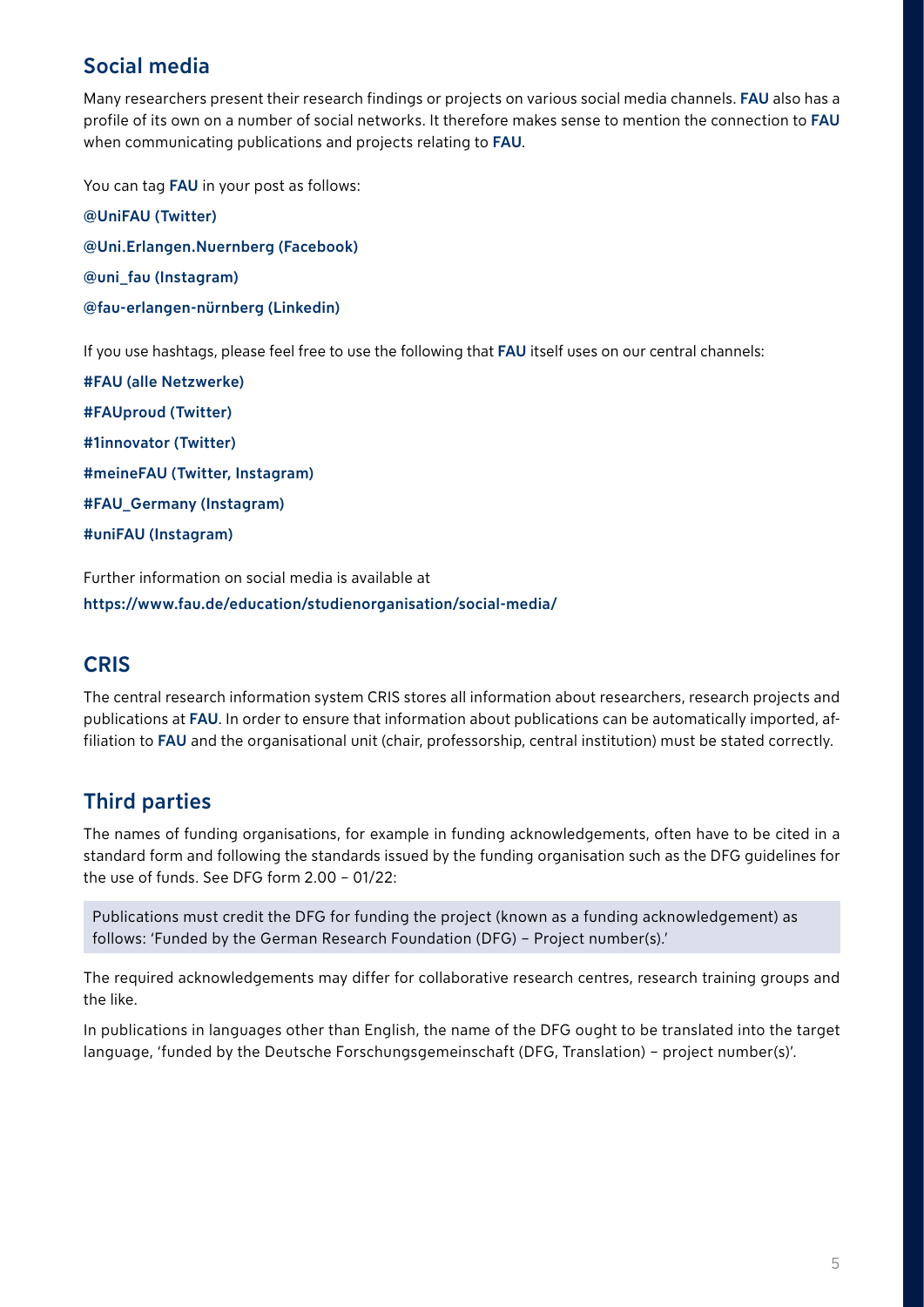## Social media

Many researchers present their research findings or projects on various social media channels. **FAU** also has a profile of its own on a number of social networks. It therefore makes sense to mention the connection to **FAU** when communicating publications and projects relating to **FAU**.

You can tag **FAU** in your post as follows:

**@UniFAU (Twitter)**

**@Uni.Erlangen.Nuernberg (Facebook)**

**@uni_fau (Instagram)**

**@fau-erlangen-nürnberg (Linkedin)**

If you use hashtags, please feel free to use the following that **FAU** itself uses on our central channels:

**#FAU (alle Netzwerke)**

**#FAUproud (Twitter)**

**#1innovator (Twitter)**

**#meineFAU (Twitter, Instagram)**

**#FAU_Germany (Instagram)**

**#uniFAU (Instagram)**

Further information on social media is available at
**https://www.fau.de/education/studienorganisation/social-media/**

## CRIS

The central research information system CRIS stores all information about researchers, research projects and publications at **FAU**. In order to ensure that information about publications can be automatically imported, affiliation to **FAU** and the organisational unit (chair, professorship, central institution) must be stated correctly.

## Third parties

The names of funding organisations, for example in funding acknowledgements, often have to be cited in a standard form and following the standards issued by the funding organisation such as the DFG guidelines for the use of funds. See DFG form 2.00 – 01/22:

> Publications must credit the DFG for funding the project (known as a funding acknowledgement) as follows: 'Funded by the German Research Foundation (DFG) – Project number(s).'

The required acknowledgements may differ for collaborative research centres, research training groups and the like.

In publications in languages other than English, the name of the DFG ought to be translated into the target language, 'funded by the Deutsche Forschungsgemeinschaft (DFG, Translation) – project number(s)'.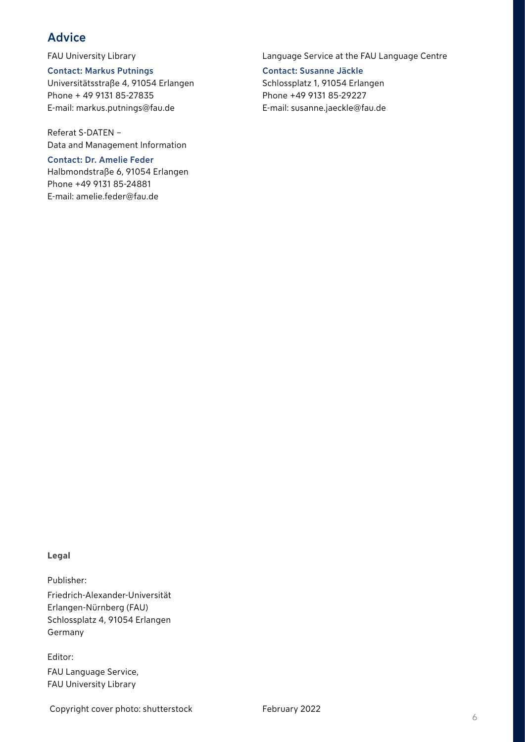## Advice

FAU University Library

**Contact: Markus Putnings**
Universitätsstraβe 4, 91054 Erlangen
Phone + 49 9131 85-27835
E-mail: markus.putnings@fau.de

Referat S-DATEN –
Data and Management Information

**Contact: Dr. Amelie Feder**
Halbmondstraβe 6, 91054 Erlangen
Phone +49 9131 85-24881
E-mail: amelie.feder@fau.de

Language Service at the FAU Language Centre

**Contact: Susanne Jäckle**
Schlossplatz 1, 91054 Erlangen
Phone +49 9131 85-29227
E-mail: susanne.jaeckle@fau.de

**Legal**

Publisher:

Friedrich-Alexander-Universität
Erlangen-Nürnberg (FAU)
Schlossplatz 4, 91054 Erlangen
Germany

Editor:

FAU Language Service,
FAU University Library

Copyright cover photo: shutterstock

February 2022